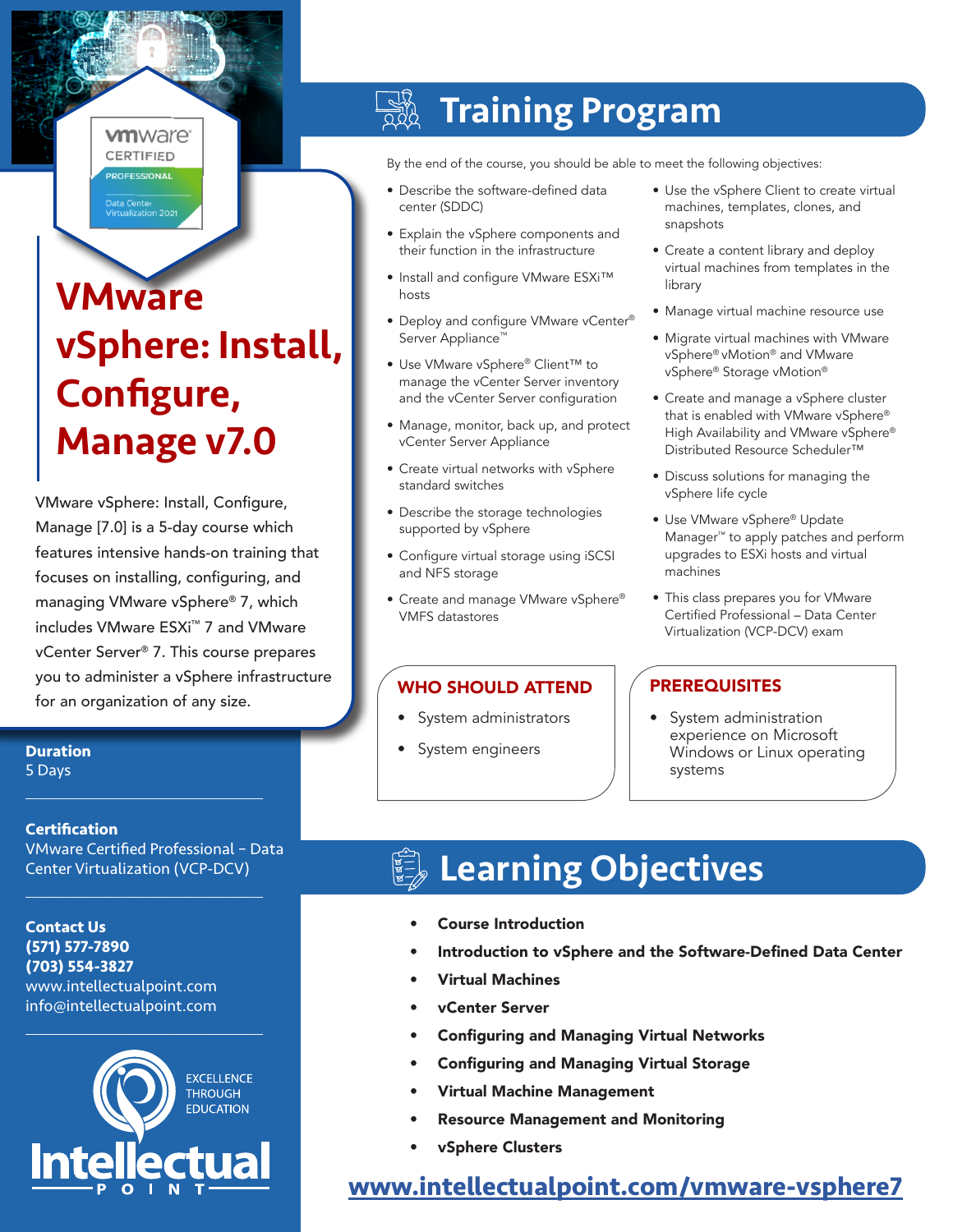# VMware vSphere: Install, Configure, Manage v7.0

VMware vSphere: Install, Configure, Manage [7.0] is a 5-day course which features intensive hands-on training that focuses on installing, configuring, and managing VMware vSphere® 7, which includes VMware ESXi™ 7 and VMware vCenter Server® 7. This course prepares you to administer a vSphere infrastructure for an organization of any size.

**Duration**
5 Days

**Certification**
VMware Certified Professional – Data Center Virtualization (VCP-DCV)

**Contact Us**
**(571) 577-7890**
**(703) 554-3827**
www.intellectualpoint.com
info@intellectualpoint.com

EXCELLENCE THROUGH EDUCATION

Intellectual POINT

## Training Program

By the end of the course, you should be able to meet the following objectives:

- Describe the software-defined data center (SDDC)
- Explain the vSphere components and their function in the infrastructure
- Install and configure VMware ESXi™ hosts
- Deploy and configure VMware vCenter® Server Appliance™
- Use VMware vSphere® Client™ to manage the vCenter Server inventory and the vCenter Server configuration
- Manage, monitor, back up, and protect vCenter Server Appliance
- Create virtual networks with vSphere standard switches
- Describe the storage technologies supported by vSphere
- Configure virtual storage using iSCSI and NFS storage
- Create and manage VMware vSphere® VMFS datastores
- Use the vSphere Client to create virtual machines, templates, clones, and snapshots
- Create a content library and deploy virtual machines from templates in the library
- Manage virtual machine resource use
- Migrate virtual machines with VMware vSphere® vMotion® and VMware vSphere® Storage vMotion®
- Create and manage a vSphere cluster that is enabled with VMware vSphere® High Availability and VMware vSphere® Distributed Resource Scheduler™
- Discuss solutions for managing the vSphere life cycle
- Use VMware vSphere® Update Manager™ to apply patches and perform upgrades to ESXi hosts and virtual machines
- This class prepares you for VMware Certified Professional – Data Center Virtualization (VCP-DCV) exam

### WHO SHOULD ATTEND

- System administrators
- System engineers

### PREREQUISITES

- System administration experience on Microsoft Windows or Linux operating systems

## Learning Objectives

- **Course Introduction**
- **Introduction to vSphere and the Software-Defined Data Center**
- **Virtual Machines**
- **vCenter Server**
- **Configuring and Managing Virtual Networks**
- **Configuring and Managing Virtual Storage**
- **Virtual Machine Management**
- **Resource Management and Monitoring**
- **vSphere Clusters**

**www.intellectualpoint.com/vmware-vsphere7**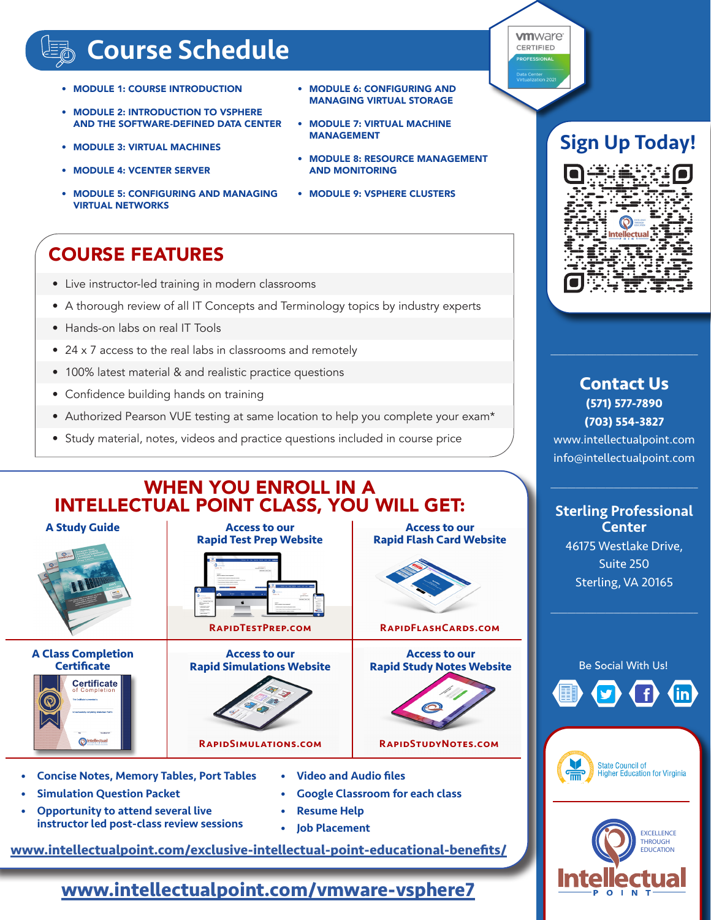# Course Schedule

- MODULE 1: COURSE INTRODUCTION
- MODULE 2: INTRODUCTION TO VSPHERE AND THE SOFTWARE-DEFINED DATA CENTER
- MODULE 3: VIRTUAL MACHINES
- MODULE 4: VCENTER SERVER
- MODULE 5: CONFIGURING AND MANAGING VIRTUAL NETWORKS
- MODULE 6: CONFIGURING AND MANAGING VIRTUAL STORAGE
- MODULE 7: VIRTUAL MACHINE MANAGEMENT
- MODULE 8: RESOURCE MANAGEMENT AND MONITORING
- MODULE 9: VSPHERE CLUSTERS

vmware CERTIFIED PROFESSIONAL Data Center Virtualization 2021

## COURSE FEATURES

- Live instructor-led training in modern classrooms
- A thorough review of all IT Concepts and Terminology topics by industry experts
- Hands-on labs on real IT Tools
- 24 x 7 access to the real labs in classrooms and remotely
- 100% latest material & and realistic practice questions
- Confidence building hands on training
- Authorized Pearson VUE testing at same location to help you complete your exam*
- Study material, notes, videos and practice questions included in course price

## WHEN YOU ENROLL IN A INTELLECTUAL POINT CLASS, YOU WILL GET:

- A Study Guide
- Access to our Rapid Test Prep Website — RAPIDTESTPREP.COM
- Access to our Rapid Flash Card Website — RAPIDFLASHCARDS.COM
- A Class Completion Certificate
- Access to our Rapid Simulations Website — RAPIDSIMULATIONS.COM
- Access to our Rapid Study Notes Website — RAPIDSTUDYNOTES.COM

- Concise Notes, Memory Tables, Port Tables
- Simulation Question Packet
- Opportunity to attend several live instructor led post-class review sessions
- Video and Audio files
- Google Classroom for each class
- Resume Help
- Job Placement

www.intellectualpoint.com/exclusive-intellectual-point-educational-benefits/

**www.intellectualpoint.com/vmware-vsphere7**

## Sign Up Today!

## Contact Us

**(571) 577-7890**
**(703) 554-3827**
www.intellectualpoint.com
info@intellectualpoint.com

## Sterling Professional Center

46175 Westlake Drive,
Suite 250
Sterling, VA 20165

Be Social With Us!

State Council of Higher Education for Virginia

EXCELLENCE THROUGH EDUCATION
Intellectual POINT